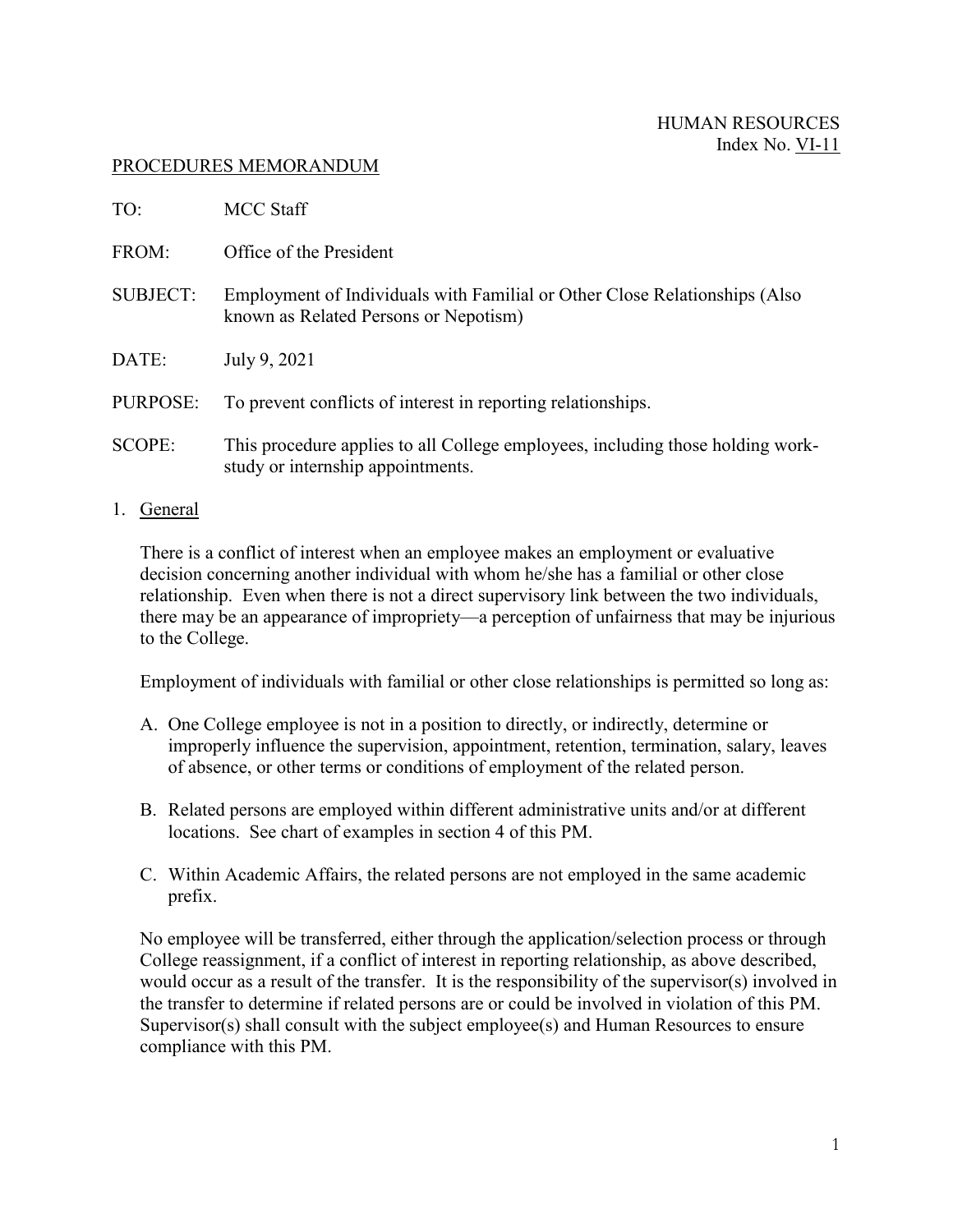HUMAN RESOURCES
Index No. VI-11

PROCEDURES MEMORANDUM

TO: MCC Staff

FROM: Office of the President

SUBJECT: Employment of Individuals with Familial or Other Close Relationships (Also known as Related Persons or Nepotism)

DATE: July 9, 2021

PURPOSE: To prevent conflicts of interest in reporting relationships.

SCOPE: This procedure applies to all College employees, including those holding work-study or internship appointments.

1. General

   There is a conflict of interest when an employee makes an employment or evaluative decision concerning another individual with whom he/she has a familial or other close relationship. Even when there is not a direct supervisory link between the two individuals, there may be an appearance of impropriety—a perception of unfairness that may be injurious to the College.

   Employment of individuals with familial or other close relationships is permitted so long as:

   A. One College employee is not in a position to directly, or indirectly, determine or improperly influence the supervision, appointment, retention, termination, salary, leaves of absence, or other terms or conditions of employment of the related person.

   B. Related persons are employed within different administrative units and/or at different locations. See chart of examples in section 4 of this PM.

   C. Within Academic Affairs, the related persons are not employed in the same academic prefix.

   No employee will be transferred, either through the application/selection process or through College reassignment, if a conflict of interest in reporting relationship, as above described, would occur as a result of the transfer. It is the responsibility of the supervisor(s) involved in the transfer to determine if related persons are or could be involved in violation of this PM. Supervisor(s) shall consult with the subject employee(s) and Human Resources to ensure compliance with this PM.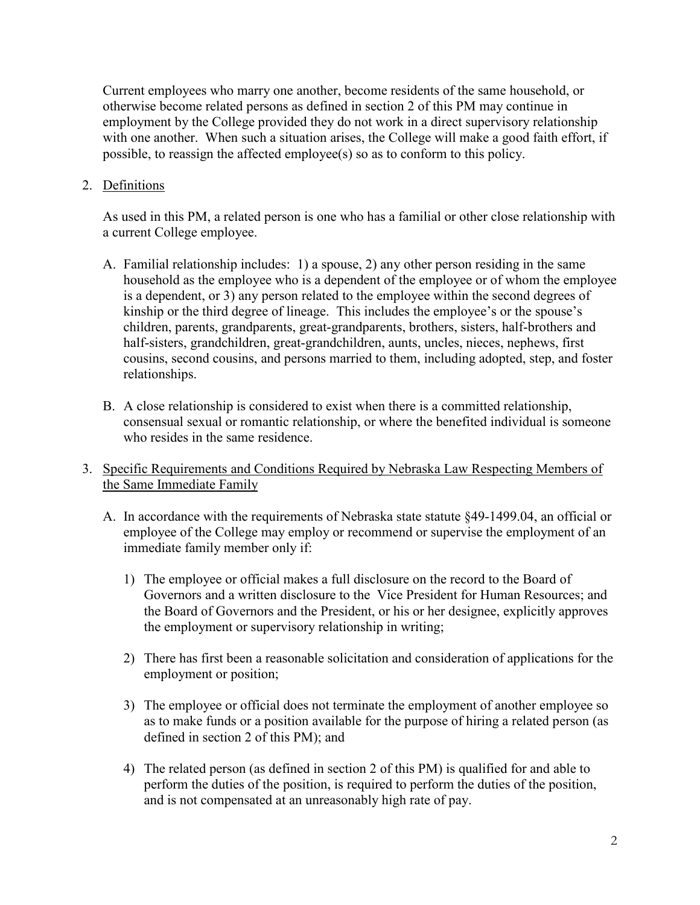Current employees who marry one another, become residents of the same household, or otherwise become related persons as defined in section 2 of this PM may continue in employment by the College provided they do not work in a direct supervisory relationship with one another. When such a situation arises, the College will make a good faith effort, if possible, to reassign the affected employee(s) so as to conform to this policy.

2. Definitions

   As used in this PM, a related person is one who has a familial or other close relationship with a current College employee.

   A. Familial relationship includes: 1) a spouse, 2) any other person residing in the same household as the employee who is a dependent of the employee or of whom the employee is a dependent, or 3) any person related to the employee within the second degrees of kinship or the third degree of lineage. This includes the employee's or the spouse's children, parents, grandparents, great-grandparents, brothers, sisters, half-brothers and half-sisters, grandchildren, great-grandchildren, aunts, uncles, nieces, nephews, first cousins, second cousins, and persons married to them, including adopted, step, and foster relationships.

   B. A close relationship is considered to exist when there is a committed relationship, consensual sexual or romantic relationship, or where the benefited individual is someone who resides in the same residence.

3. Specific Requirements and Conditions Required by Nebraska Law Respecting Members of the Same Immediate Family

   A. In accordance with the requirements of Nebraska state statute §49-1499.04, an official or employee of the College may employ or recommend or supervise the employment of an immediate family member only if:

      1) The employee or official makes a full disclosure on the record to the Board of Governors and a written disclosure to the Vice President for Human Resources; and the Board of Governors and the President, or his or her designee, explicitly approves the employment or supervisory relationship in writing;

      2) There has first been a reasonable solicitation and consideration of applications for the employment or position;

      3) The employee or official does not terminate the employment of another employee so as to make funds or a position available for the purpose of hiring a related person (as defined in section 2 of this PM); and

      4) The related person (as defined in section 2 of this PM) is qualified for and able to perform the duties of the position, is required to perform the duties of the position, and is not compensated at an unreasonably high rate of pay.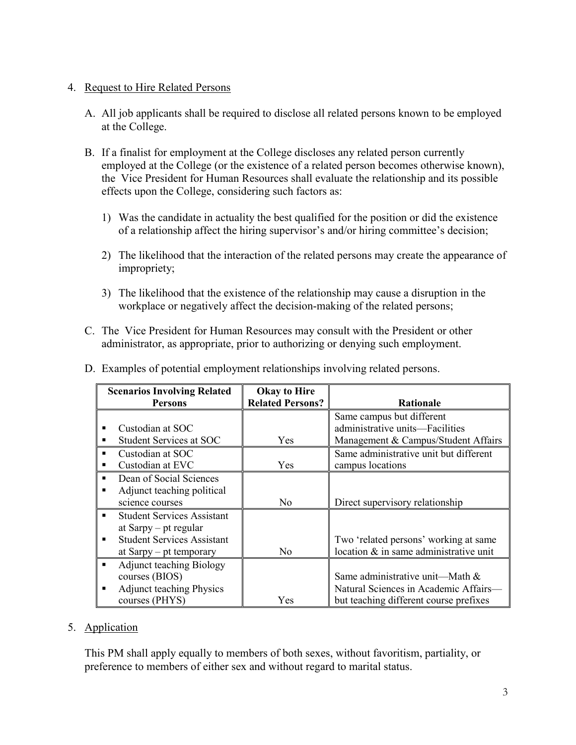4. Request to Hire Related Persons

   A. All job applicants shall be required to disclose all related persons known to be employed at the College.

   B. If a finalist for employment at the College discloses any related person currently employed at the College (or the existence of a related person becomes otherwise known), the Vice President for Human Resources shall evaluate the relationship and its possible effects upon the College, considering such factors as:

      1) Was the candidate in actuality the best qualified for the position or did the existence of a relationship affect the hiring supervisor's and/or hiring committee's decision;

      2) The likelihood that the interaction of the related persons may create the appearance of impropriety;

      3) The likelihood that the existence of the relationship may cause a disruption in the workplace or negatively affect the decision-making of the related persons;

   C. The Vice President for Human Resources may consult with the President or other administrator, as appropriate, prior to authorizing or denying such employment.

   D. Examples of potential employment relationships involving related persons.

| Scenarios Involving Related Persons | Okay to Hire Related Persons? | Rationale |
|---|---|---|
| ▪ Custodian at SOC<br>▪ Student Services at SOC | Yes | Same campus but different administrative units—Facilities Management & Campus/Student Affairs |
| ▪ Custodian at SOC<br>▪ Custodian at EVC | Yes | Same administrative unit but different campus locations |
| ▪ Dean of Social Sciences<br>▪ Adjunct teaching political science courses | No | Direct supervisory relationship |
| ▪ Student Services Assistant at Sarpy – pt regular<br>▪ Student Services Assistant at Sarpy – pt temporary | No | Two 'related persons' working at same location & in same administrative unit |
| ▪ Adjunct teaching Biology courses (BIOS)<br>▪ Adjunct teaching Physics courses (PHYS) | Yes | Same administrative unit—Math & Natural Sciences in Academic Affairs—but teaching different course prefixes |

5. Application

   This PM shall apply equally to members of both sexes, without favoritism, partiality, or preference to members of either sex and without regard to marital status.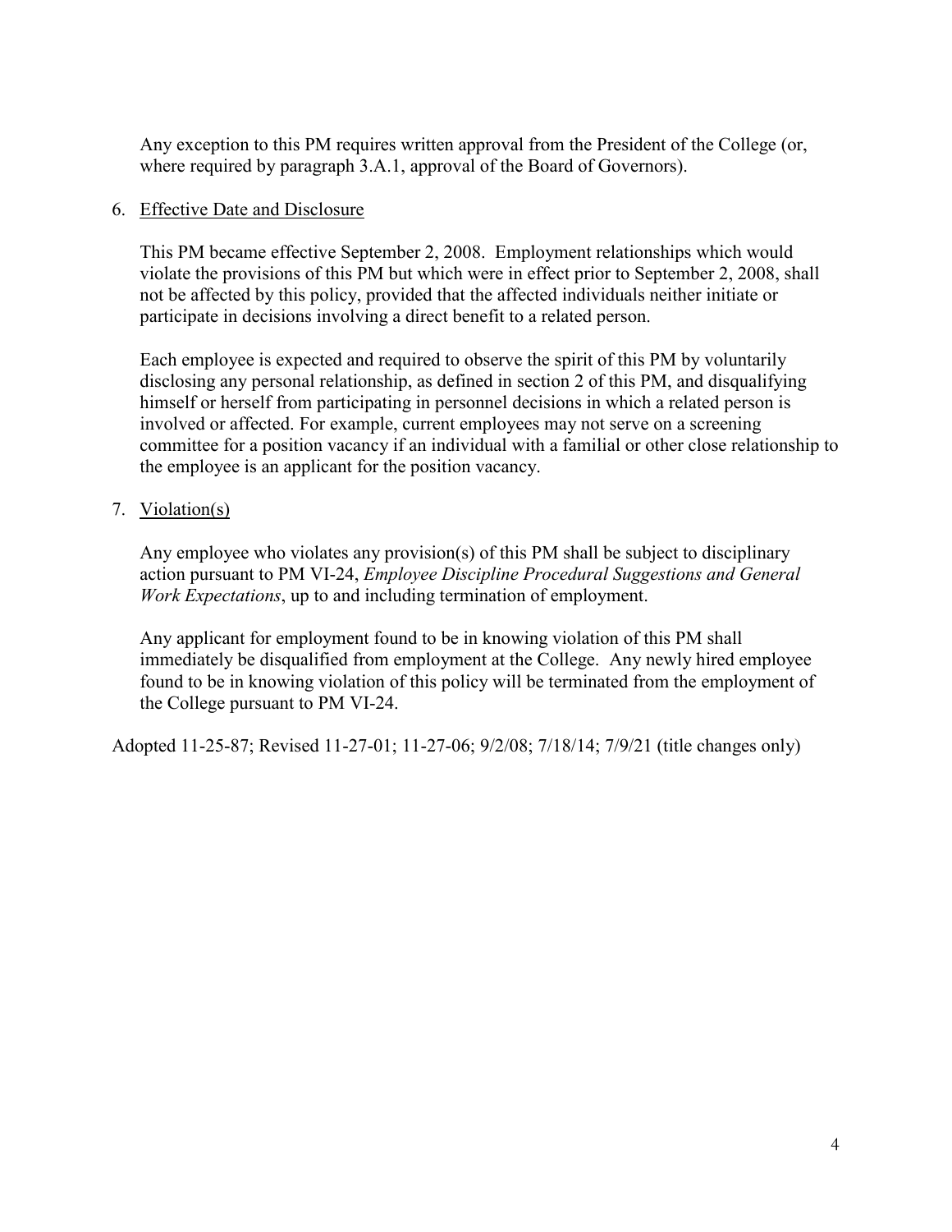Any exception to this PM requires written approval from the President of the College (or, where required by paragraph 3.A.1, approval of the Board of Governors).

6. Effective Date and Disclosure

   This PM became effective September 2, 2008. Employment relationships which would violate the provisions of this PM but which were in effect prior to September 2, 2008, shall not be affected by this policy, provided that the affected individuals neither initiate or participate in decisions involving a direct benefit to a related person.

   Each employee is expected and required to observe the spirit of this PM by voluntarily disclosing any personal relationship, as defined in section 2 of this PM, and disqualifying himself or herself from participating in personnel decisions in which a related person is involved or affected. For example, current employees may not serve on a screening committee for a position vacancy if an individual with a familial or other close relationship to the employee is an applicant for the position vacancy.

7. Violation(s)

   Any employee who violates any provision(s) of this PM shall be subject to disciplinary action pursuant to PM VI-24, *Employee Discipline Procedural Suggestions and General Work Expectations*, up to and including termination of employment.

   Any applicant for employment found to be in knowing violation of this PM shall immediately be disqualified from employment at the College. Any newly hired employee found to be in knowing violation of this policy will be terminated from the employment of the College pursuant to PM VI-24.

Adopted 11-25-87; Revised 11-27-01; 11-27-06; 9/2/08; 7/18/14; 7/9/21 (title changes only)